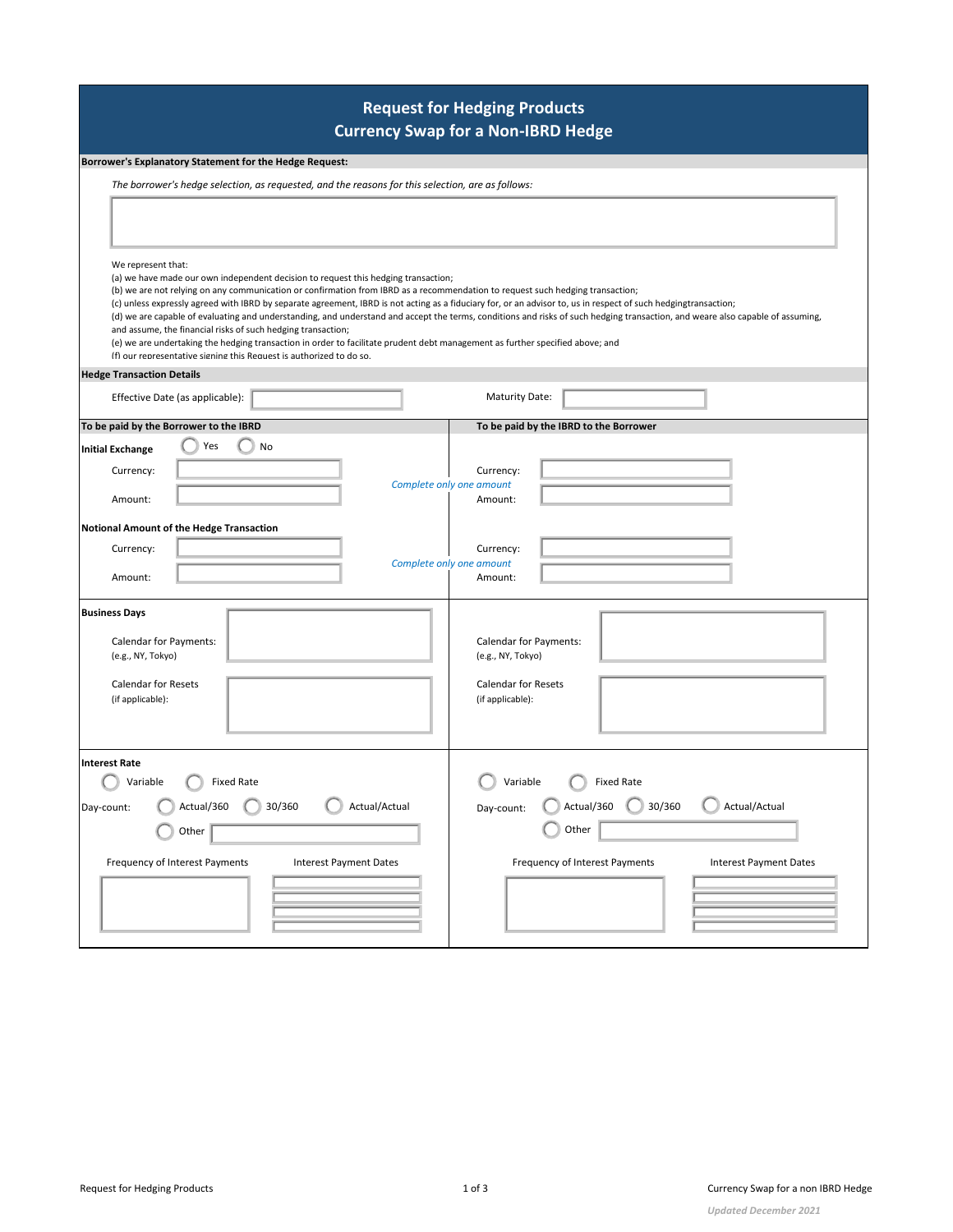# Request for Hedging Products
## Currency Swap for a Non-IBRD Hedge

**Borrower's Explanatory Statement for the Hedge Request:**

*The borrower's hedge selection, as requested, and the reasons for this selection, are as follows:*

We represent that:
(a) we have made our own independent decision to request this hedging transaction;
(b) we are not relying on any communication or confirmation from IBRD as a recommendation to request such hedging transaction;
(c) unless expressly agreed with IBRD by separate agreement, IBRD is not acting as a fiduciary for, or an advisor to, us in respect of such hedgingtransaction;
(d) we are capable of evaluating and understanding, and understand and accept the terms, conditions and risks of such hedging transaction, and weare also capable of assuming, and assume, the financial risks of such hedging transaction;
(e) we are undertaking the hedging transaction in order to facilitate prudent debt management as further specified above; and
(f) our representative signing this Request is authorized to do so.

**Hedge Transaction Details**

Effective Date (as applicable): 　　　　Maturity Date:

| To be paid by the Borrower to the IBRD | To be paid by the IBRD to the Borrower |
|---|---|
| **Initial Exchange** ◯ Yes ◯ No | |
| Currency: | Currency: |
| Amount: | Amount: |
| *Complete only one amount* | |
| **Notional Amount of the Hedge Transaction** | |
| Currency: | Currency: |
| Amount: | Amount: |
| *Complete only one amount* | |
| **Business Days** | |
| Calendar for Payments: (e.g., NY, Tokyo) | Calendar for Payments: (e.g., NY, Tokyo) |
| Calendar for Resets (if applicable): | Calendar for Resets (if applicable): |
| **Interest Rate** | |
| ◯ Variable ◯ Fixed Rate | ◯ Variable ◯ Fixed Rate |
| Day-count: ◯ Actual/360 ◯ 30/360 ◯ Actual/Actual ◯ Other | Day-count: ◯ Actual/360 ◯ 30/360 ◯ Actual/Actual ◯ Other |
| Frequency of Interest Payments / Interest Payment Dates | Frequency of Interest Payments / Interest Payment Dates |

*Updated December 2021*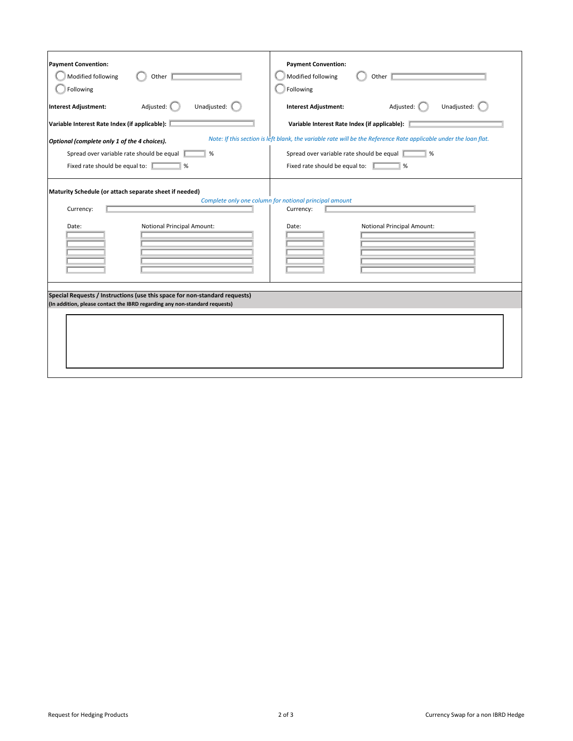| **Payment Convention:** | **Payment Convention:** |
|---|---|
| ◯ Modified following ◯ Other ______ | ◯ Modified following ◯ Other ______ |
| ◯ Following | ◯ Following |
| **Interest Adjustment:** Adjusted: ◯ Unadjusted: ◯ | **Interest Adjustment:** Adjusted: ◯ Unadjusted: ◯ |
| **Variable Interest Rate Index (if applicable):** ______ | **Variable Interest Rate Index (if applicable):** ______ |

***Optional (complete only 1 of the 4 choices).***

*Note: If this section is left blank, the variable rate will be the Reference Rate applicable under the loan flat.*

| | |
|---|---|
| Spread over variable rate should be equal ______ % | Spread over variable rate should be equal ______ % |
| Fixed rate should be equal to: ______ % | Fixed rate should be equal to: ______ % |

**Maturity Schedule (or attach separate sheet if needed)**

*Complete only one column for notional principal amount*

| Currency: ______ | | Currency: ______ | |
|---|---|---|---|
| Date: | Notional Principal Amount: | Date: | Notional Principal Amount: |
| ______ | ______ | ______ | ______ |
| ______ | ______ | ______ | ______ |
| ______ | ______ | ______ | ______ |
| ______ | ______ | ______ | ______ |
| ______ | ______ | ______ | ______ |

**Special Requests / Instructions (use this space for non-standard requests)**

**(In addition, please contact the IBRD regarding any non-standard requests)**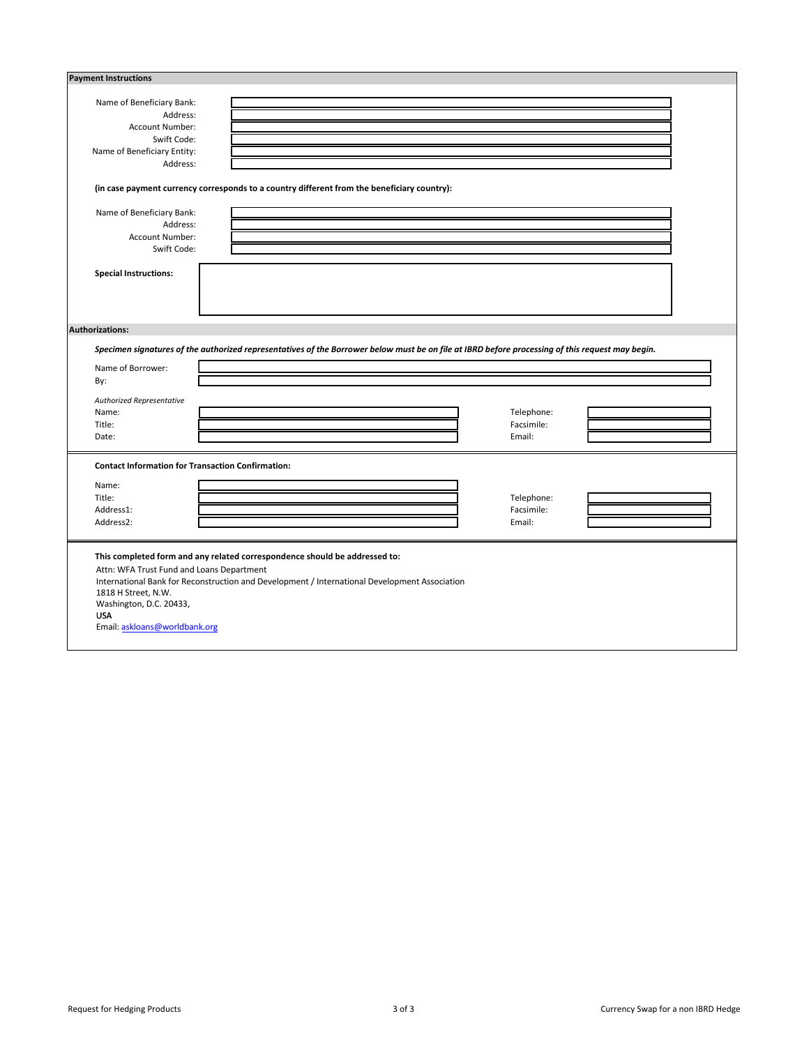## Payment Instructions

Name of Beneficiary Bank:
Address:
Account Number:
Swift Code:
Name of Beneficiary Entity:
Address:

**(in case payment currency corresponds to a country different from the beneficiary country):**

Name of Beneficiary Bank:
Address:
Account Number:
Swift Code:

**Special Instructions:**

## Authorizations:

***Specimen signatures of the authorized representatives of the Borrower below must be on file at IBRD before processing of this request may begin.***

Name of Borrower:
By:

*Authorized Representative*

| | | | |
|---|---|---|---|
| Name: | | Telephone: | |
| Title: | | Facsimile: | |
| Date: | | Email: | |

**Contact Information for Transaction Confirmation:**

| | | | |
|---|---|---|---|
| Name: | | | |
| Title: | | Telephone: | |
| Address1: | | Facsimile: | |
| Address2: | | Email: | |

**This completed form and any related correspondence should be addressed to:**

Attn: WFA Trust Fund and Loans Department
International Bank for Reconstruction and Development / International Development Association
1818 H Street, N.W.
Washington, D.C. 20433,
USA
Email: askloans@worldbank.org